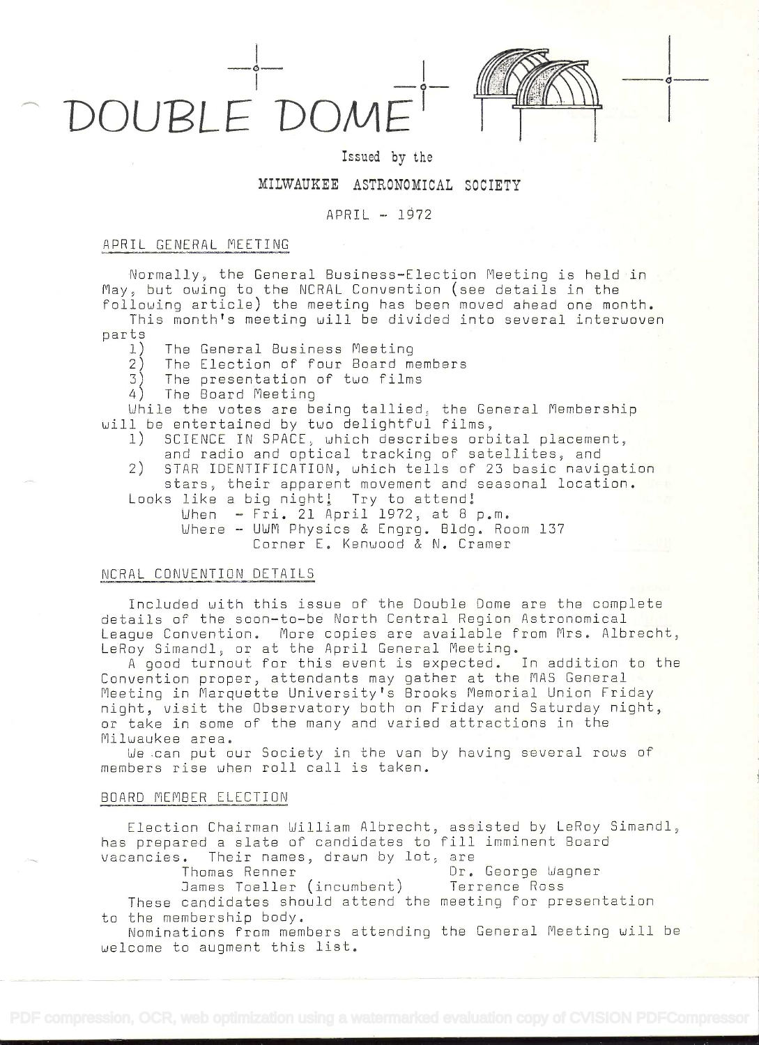# DOUBLE DOME

Issued by the

MILWAUKEE ASTRONOMICAL SOCIETY

APRIL - 1972

## APRIL GENERAL MEETING

Normally, the General Business-Election Meeting is held in May, but owing to the NCRAL Convention (see details in the following article) the meeting has been moved ahead one month.

This month's meeting will be divided into several interwoven parts

1) The General Business Meeting
2) The Election of four Board members
3) The presentation of two films
4) The Board Meeting

While the votes are being tallied, the General Membership will be entertained by two delightful films,

1) SCIENCE IN SPACE, which describes orbital placement, and radio and optical tracking of satellites, and
2) STAR IDENTIFICATION, which tells of 23 basic navigation stars, their apparent movement and seasonal location.

Looks like a big night! Try to attend!

When - Fri. 21 April 1972, at 8 p.m.
Where - UWM Physics & Engrg. Bldg. Room 137
Corner E. Kenwood & N. Cramer

## NCRAL CONVENTION DETAILS

Included with this issue of the Double Dome are the complete details of the soon-to-be North Central Region Astronomical League Convention. More copies are available from Mrs. Albrecht, LeRoy Simandl, or at the April General Meeting.

A good turnout for this event is expected. In addition to the Convention proper, attendants may gather at the MAS General Meeting in Marquette University's Brooks Memorial Union Friday night, visit the Observatory both on Friday and Saturday night, or take in some of the many and varied attractions in the Milwaukee area.

We can put our Society in the van by having several rows of members rise when roll call is taken.

## BOARD MEMBER ELECTION

Election Chairman William Albrecht, assisted by LeRoy Simandl, has prepared a slate of candidates to fill imminent Board vacancies. Their names, drawn by lot, are

Thomas Renner — Dr. George Wagner
James Toeller (incumbent) — Terrence Ross

These candidates should attend the meeting for presentation to the membership body.

Nominations from members attending the General Meeting will be welcome to augment this list.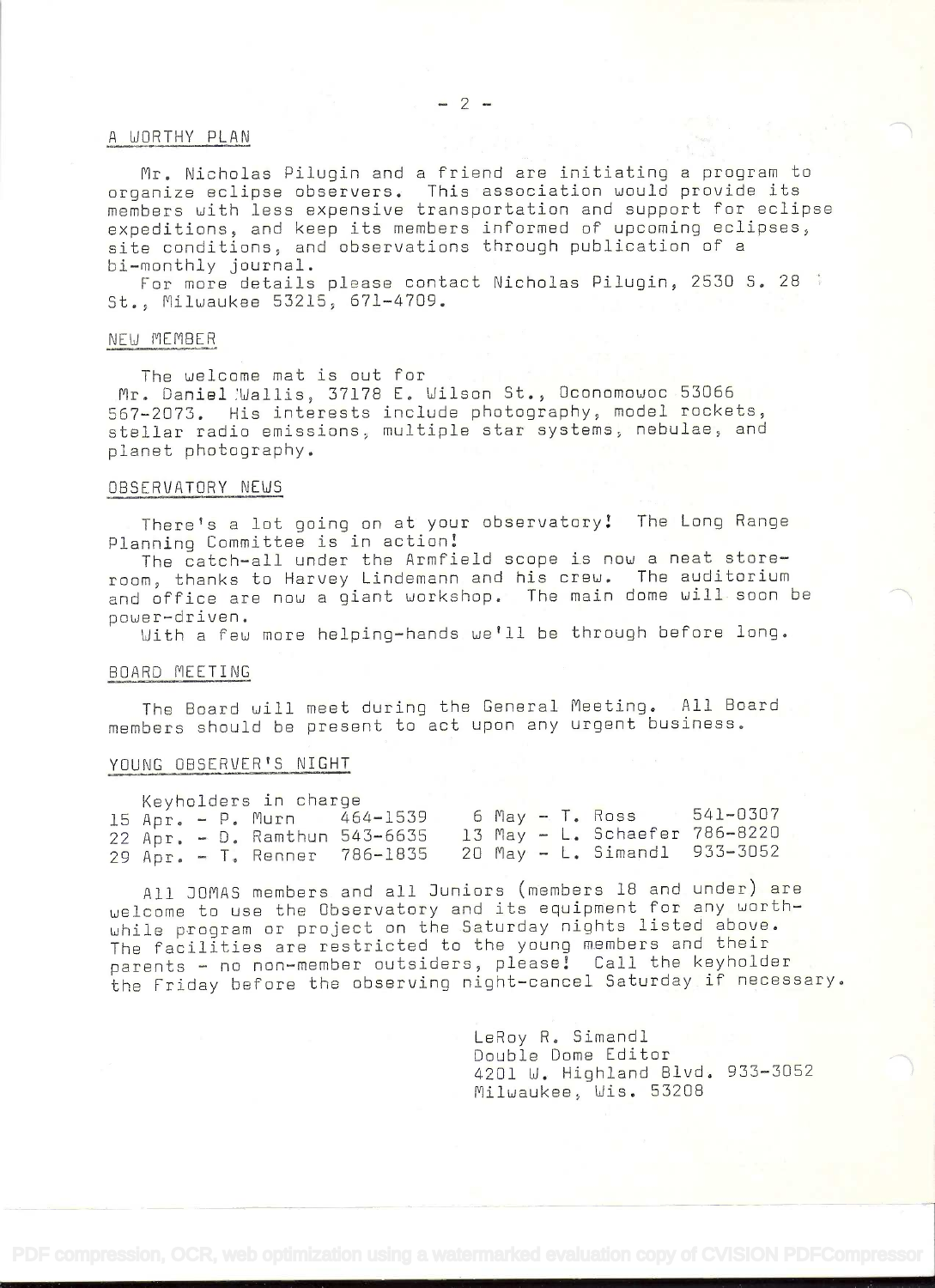## A WORTHY PLAN

Mr. Nicholas Pilugin and a friend are initiating a program to organize eclipse observers. This association would provide its members with less expensive transportation and support for eclipse expeditions, and keep its members informed of upcoming eclipses, site conditions, and observations through publication of a bi-monthly journal.

For more details please contact Nicholas Pilugin, 2530 S. 28 St., Milwaukee 53215, 671-4709.

## NEW MEMBER

The welcome mat is out for Mr. Daniel Wallis, 37178 E. Wilson St., Oconomowoc 53066 567-2073. His interests include photography, model rockets, stellar radio emissions, multiple star systems, nebulae, and planet photography.

## OBSERVATORY NEWS

There's a lot going on at your observatory! The Long Range Planning Committee is in action!

The catch-all under the Armfield scope is now a neat storeroom, thanks to Harvey Lindemann and his crew. The auditorium and office are now a giant workshop. The main dome will soon be power-driven.

With a few more helping-hands we'll be through before long.

## BOARD MEETING

The Board will meet during the General Meeting. All Board members should be present to act upon any urgent business.

## YOUNG OBSERVER'S NIGHT

Keyholders in charge

| | | | | | |
|---|---|---|---|---|---|
| 15 Apr. | P. Murn | 464-1539 | 6 May | T. Ross | 541-0307 |
| 22 Apr. | D. Ramthun | 543-6635 | 13 May | L. Schaefer | 786-8220 |
| 29 Apr. | T. Renner | 786-1835 | 20 May | L. Simandl | 933-3052 |

All JOMAS members and all Juniors (members 18 and under) are welcome to use the Observatory and its equipment for any worthwhile program or project on the Saturday nights listed above. The facilities are restricted to the young members and their parents - no non-member outsiders, please! Call the keyholder the Friday before the observing night-cancel Saturday if necessary.

LeRoy R. Simandl
Double Dome Editor
4201 W. Highland Blvd. 933-3052
Milwaukee, Wis. 53208